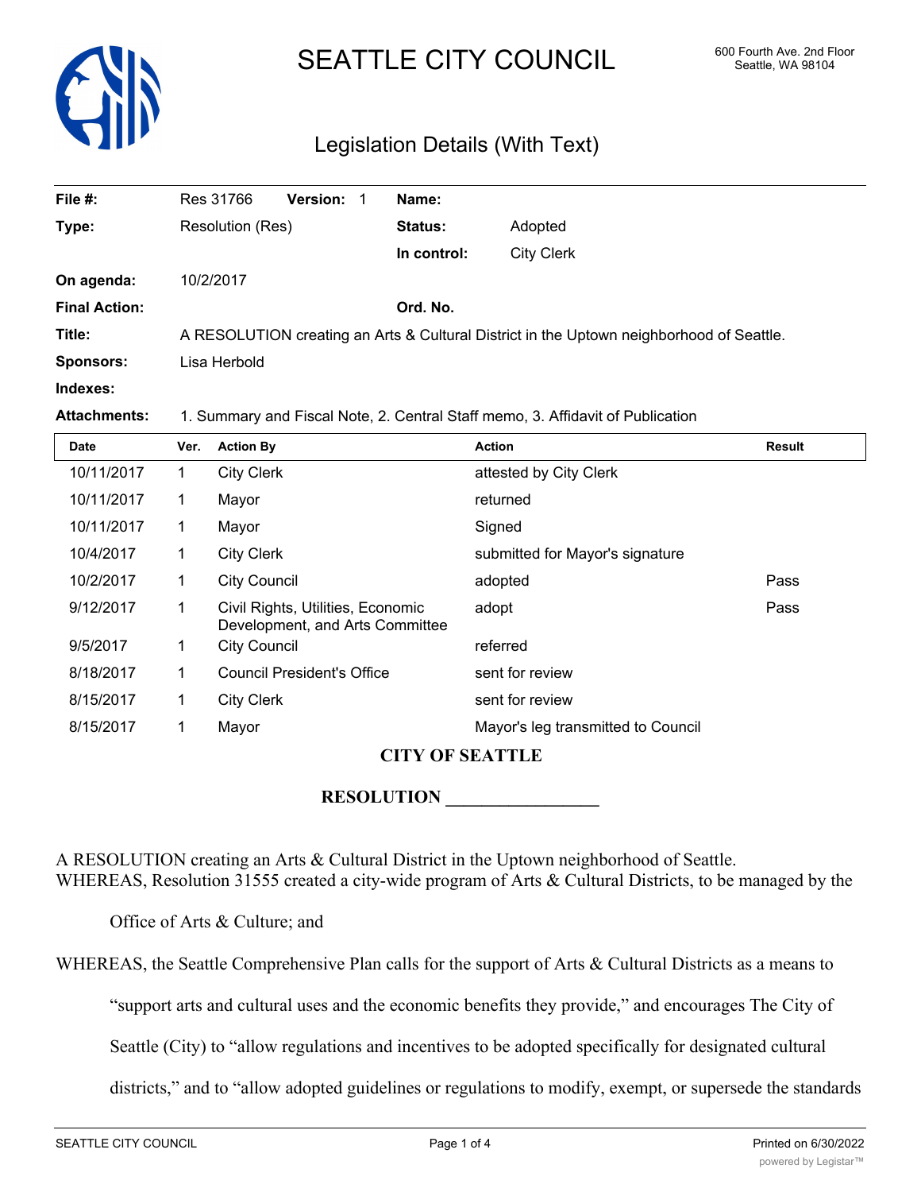# SEATTLE CITY COUNCIL

600 Fourth Ave. 2nd Floor
Seattle, WA 98104

## Legislation Details (With Text)

| | | | |
|---|---|---|---|
| **File #:** | Res 31766 **Version:** 1 | **Name:** | |
| **Type:** | Resolution (Res) | **Status:** | Adopted |
| | | **In control:** | City Clerk |
| **On agenda:** | 10/2/2017 | | |
| **Final Action:** | | **Ord. No.** | |
| **Title:** | A RESOLUTION creating an Arts & Cultural District in the Uptown neighborhood of Seattle. | | |
| **Sponsors:** | Lisa Herbold | | |
| **Indexes:** | | | |
| **Attachments:** | 1. Summary and Fiscal Note, 2. Central Staff memo, 3. Affidavit of Publication | | |

| Date | Ver. | Action By | Action | Result |
|---|---|---|---|---|
| 10/11/2017 | 1 | City Clerk | attested by City Clerk | |
| 10/11/2017 | 1 | Mayor | returned | |
| 10/11/2017 | 1 | Mayor | Signed | |
| 10/4/2017 | 1 | City Clerk | submitted for Mayor's signature | |
| 10/2/2017 | 1 | City Council | adopted | Pass |
| 9/12/2017 | 1 | Civil Rights, Utilities, Economic Development, and Arts Committee | adopt | Pass |
| 9/5/2017 | 1 | City Council | referred | |
| 8/18/2017 | 1 | Council President's Office | sent for review | |
| 8/15/2017 | 1 | City Clerk | sent for review | |
| 8/15/2017 | 1 | Mayor | Mayor's leg transmitted to Council | |

**CITY OF SEATTLE**

**RESOLUTION \_\_\_\_\_\_\_\_\_\_\_\_\_\_\_\_\_**

A RESOLUTION creating an Arts & Cultural District in the Uptown neighborhood of Seattle.

WHEREAS, Resolution 31555 created a city-wide program of Arts & Cultural Districts, to be managed by the Office of Arts & Culture; and

WHEREAS, the Seattle Comprehensive Plan calls for the support of Arts & Cultural Districts as a means to "support arts and cultural uses and the economic benefits they provide," and encourages The City of Seattle (City) to "allow regulations and incentives to be adopted specifically for designated cultural districts," and to "allow adopted guidelines or regulations to modify, exempt, or supersede the standards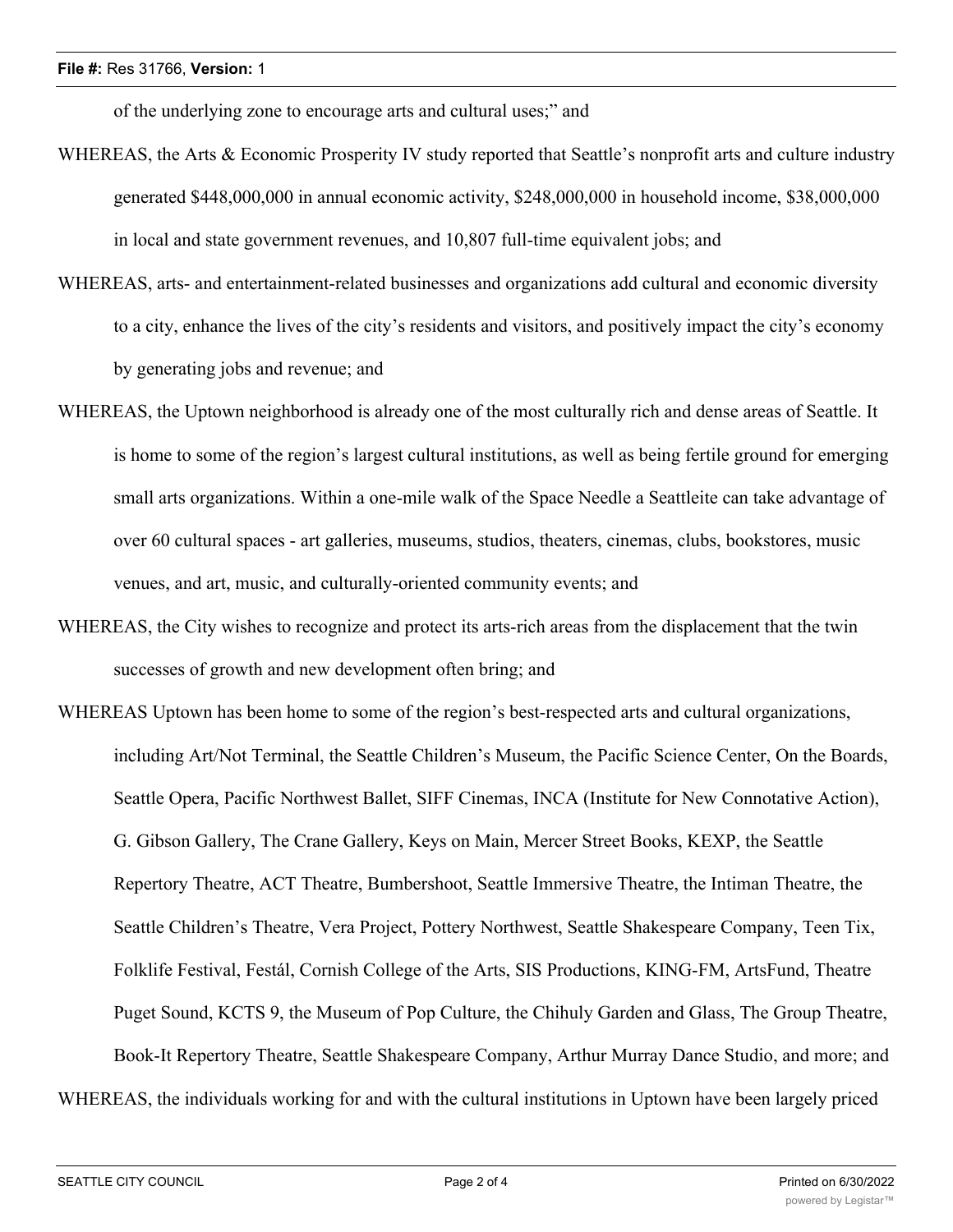of the underlying zone to encourage arts and cultural uses;" and

WHEREAS, the Arts & Economic Prosperity IV study reported that Seattle's nonprofit arts and culture industry generated $448,000,000 in annual economic activity, $248,000,000 in household income, $38,000,000 in local and state government revenues, and 10,807 full-time equivalent jobs; and

WHEREAS, arts- and entertainment-related businesses and organizations add cultural and economic diversity to a city, enhance the lives of the city's residents and visitors, and positively impact the city's economy by generating jobs and revenue; and

WHEREAS, the Uptown neighborhood is already one of the most culturally rich and dense areas of Seattle. It is home to some of the region's largest cultural institutions, as well as being fertile ground for emerging small arts organizations. Within a one-mile walk of the Space Needle a Seattleite can take advantage of over 60 cultural spaces - art galleries, museums, studios, theaters, cinemas, clubs, bookstores, music venues, and art, music, and culturally-oriented community events; and

WHEREAS, the City wishes to recognize and protect its arts-rich areas from the displacement that the twin successes of growth and new development often bring; and

WHEREAS Uptown has been home to some of the region's best-respected arts and cultural organizations, including Art/Not Terminal, the Seattle Children's Museum, the Pacific Science Center, On the Boards, Seattle Opera, Pacific Northwest Ballet, SIFF Cinemas, INCA (Institute for New Connotative Action), G. Gibson Gallery, The Crane Gallery, Keys on Main, Mercer Street Books, KEXP, the Seattle Repertory Theatre, ACT Theatre, Bumbershoot, Seattle Immersive Theatre, the Intiman Theatre, the Seattle Children's Theatre, Vera Project, Pottery Northwest, Seattle Shakespeare Company, Teen Tix, Folklife Festival, Festál, Cornish College of the Arts, SIS Productions, KING-FM, ArtsFund, Theatre Puget Sound, KCTS 9, the Museum of Pop Culture, the Chihuly Garden and Glass, The Group Theatre, Book-It Repertory Theatre, Seattle Shakespeare Company, Arthur Murray Dance Studio, and more; and

WHEREAS, the individuals working for and with the cultural institutions in Uptown have been largely priced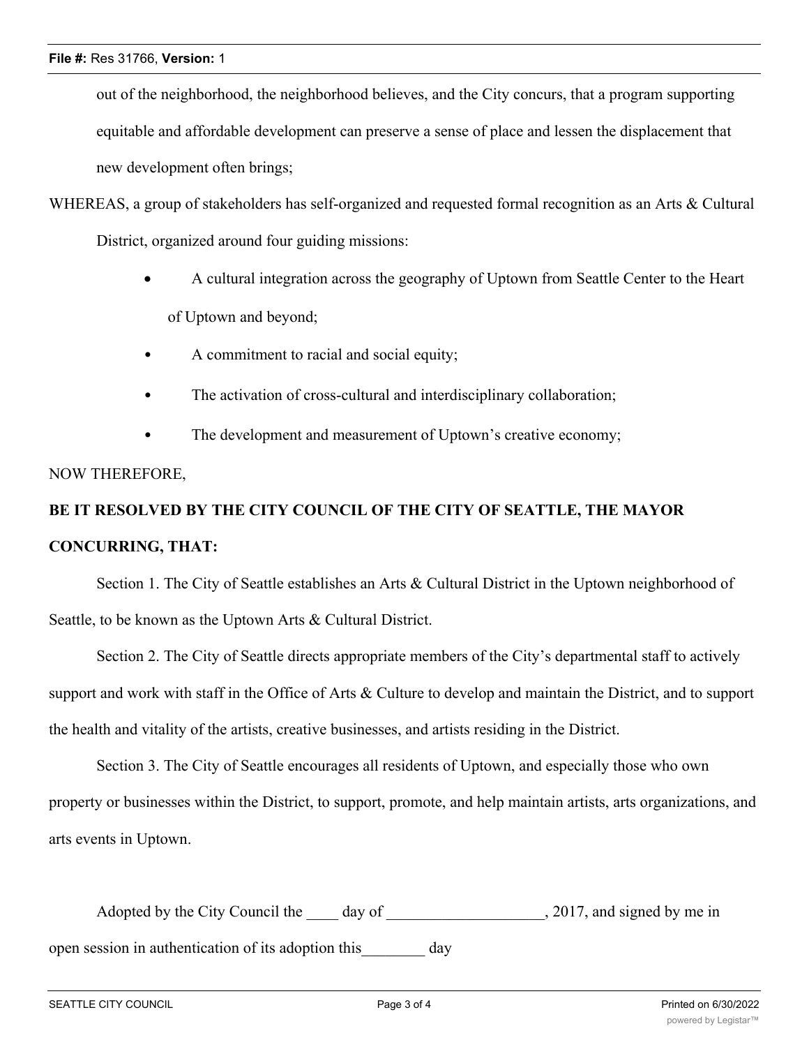out of the neighborhood, the neighborhood believes, and the City concurs, that a program supporting equitable and affordable development can preserve a sense of place and lessen the displacement that new development often brings;

WHEREAS, a group of stakeholders has self-organized and requested formal recognition as an Arts & Cultural District, organized around four guiding missions:

- A cultural integration across the geography of Uptown from Seattle Center to the Heart of Uptown and beyond;
- A commitment to racial and social equity;
- The activation of cross-cultural and interdisciplinary collaboration;
- The development and measurement of Uptown's creative economy;

NOW THEREFORE,

**BE IT RESOLVED BY THE CITY COUNCIL OF THE CITY OF SEATTLE, THE MAYOR CONCURRING, THAT:**

Section 1. The City of Seattle establishes an Arts & Cultural District in the Uptown neighborhood of Seattle, to be known as the Uptown Arts & Cultural District.

Section 2. The City of Seattle directs appropriate members of the City's departmental staff to actively support and work with staff in the Office of Arts & Culture to develop and maintain the District, and to support the health and vitality of the artists, creative businesses, and artists residing in the District.

Section 3. The City of Seattle encourages all residents of Uptown, and especially those who own property or businesses within the District, to support, promote, and help maintain artists, arts organizations, and arts events in Uptown.

Adopted by the City Council the ____ day of ____________________, 2017, and signed by me in open session in authentication of its adoption this________ day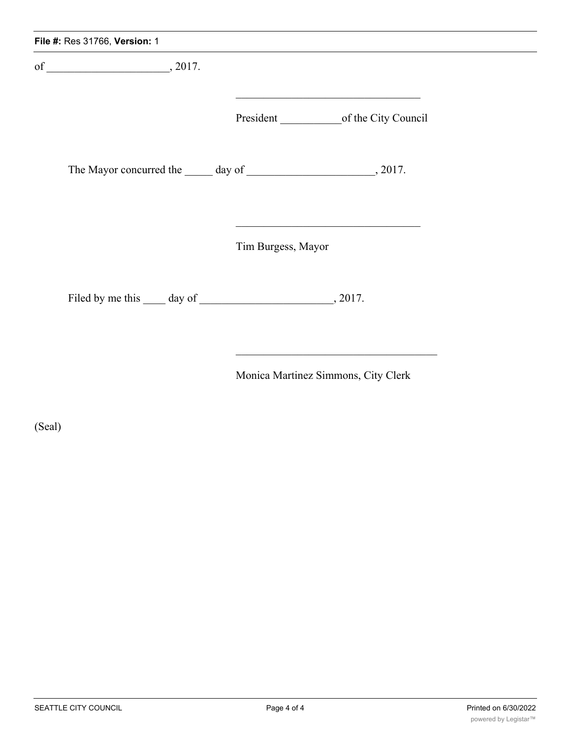of ______________________, 2017.

__________________________________

President ___________of the City Council

The Mayor concurred the _____ day of _______________________, 2017.

__________________________________

Tim Burgess, Mayor

Filed by me this ____ day of ________________________, 2017.

_____________________________________

Monica Martinez Simmons, City Clerk

(Seal)